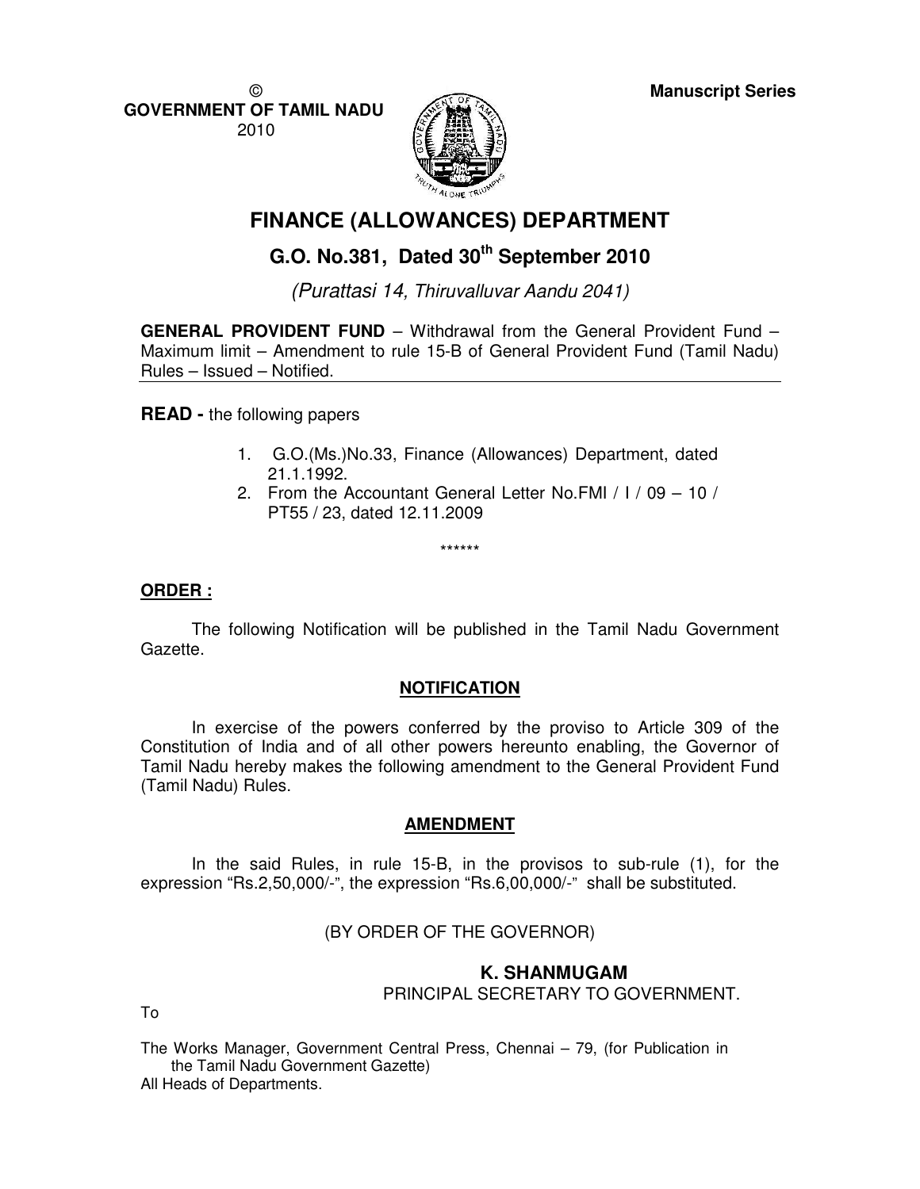© **GOVERNMENT OF TAMIL NADU**
2010

**Manuscript Series**

# FINANCE (ALLOWANCES) DEPARTMENT

## G.O. No.381, Dated 30th September 2010

*(Purattasi 14, Thiruvalluvar Aandu 2041)*

**GENERAL PROVIDENT FUND** – Withdrawal from the General Provident Fund – Maximum limit – Amendment to rule 15-B of General Provident Fund (Tamil Nadu) Rules – Issued – Notified.

**READ -** the following papers

1. G.O.(Ms.)No.33, Finance (Allowances) Department, dated 21.1.1992.
2. From the Accountant General Letter No.FMI / I / 09 – 10 / PT55 / 23, dated 12.11.2009

******

**ORDER :**

The following Notification will be published in the Tamil Nadu Government Gazette.

**NOTIFICATION**

In exercise of the powers conferred by the proviso to Article 309 of the Constitution of India and of all other powers hereunto enabling, the Governor of Tamil Nadu hereby makes the following amendment to the General Provident Fund (Tamil Nadu) Rules.

**AMENDMENT**

In the said Rules, in rule 15-B, in the provisos to sub-rule (1), for the expression "Rs.2,50,000/-", the expression "Rs.6,00,000/-" shall be substituted.

(BY ORDER OF THE GOVERNOR)

**K. SHANMUGAM**
PRINCIPAL SECRETARY TO GOVERNMENT.

To

The Works Manager, Government Central Press, Chennai – 79, (for Publication in the Tamil Nadu Government Gazette)
All Heads of Departments.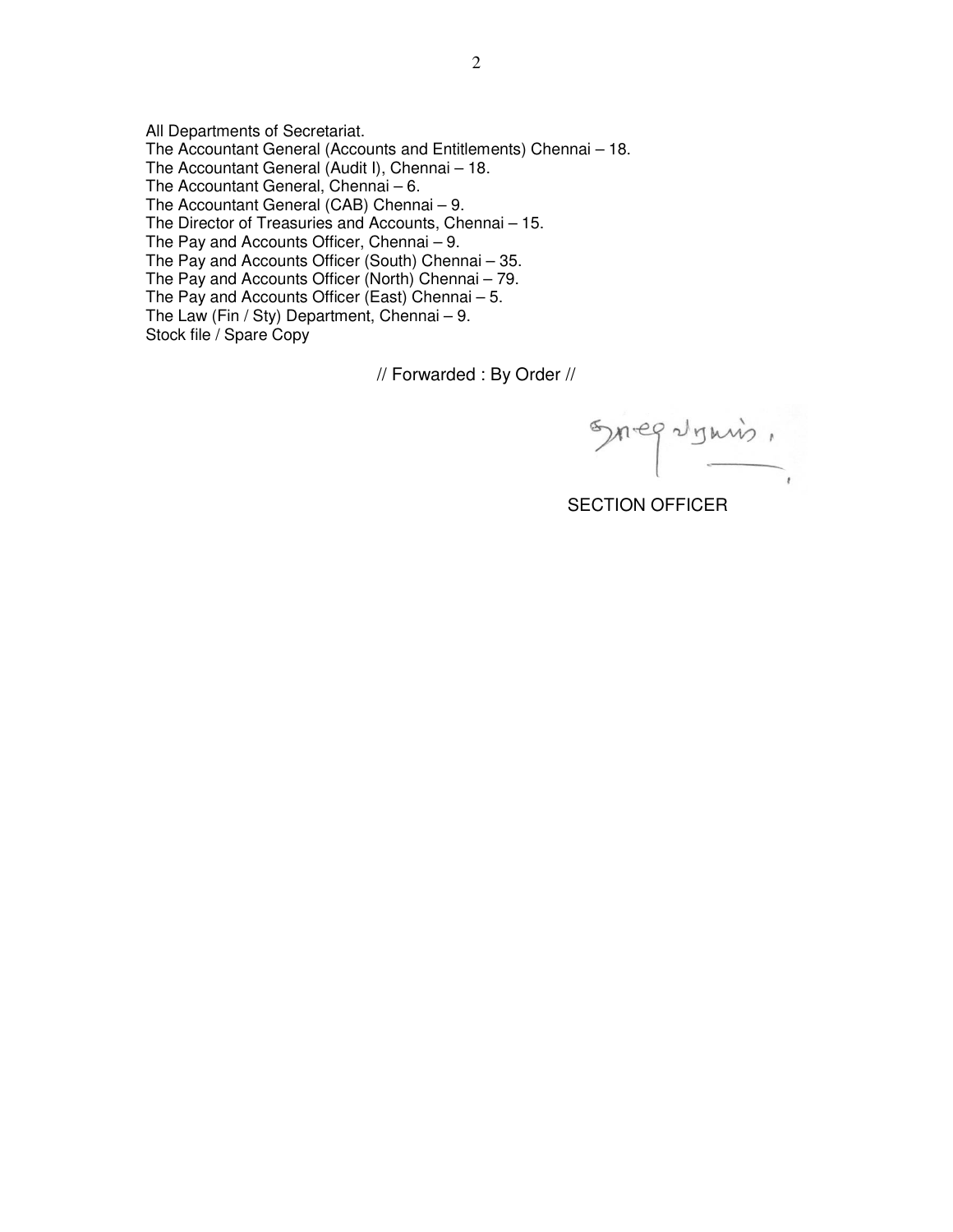All Departments of Secretariat.
The Accountant General (Accounts and Entitlements) Chennai – 18.
The Accountant General (Audit I), Chennai – 18.
The Accountant General, Chennai – 6.
The Accountant General (CAB) Chennai – 9.
The Director of Treasuries and Accounts, Chennai – 15.
The Pay and Accounts Officer, Chennai – 9.
The Pay and Accounts Officer (South) Chennai – 35.
The Pay and Accounts Officer (North) Chennai – 79.
The Pay and Accounts Officer (East) Chennai – 5.
The Law (Fin / Sty) Department, Chennai – 9.
Stock file / Spare Copy

// Forwarded : By Order //

SECTION OFFICER